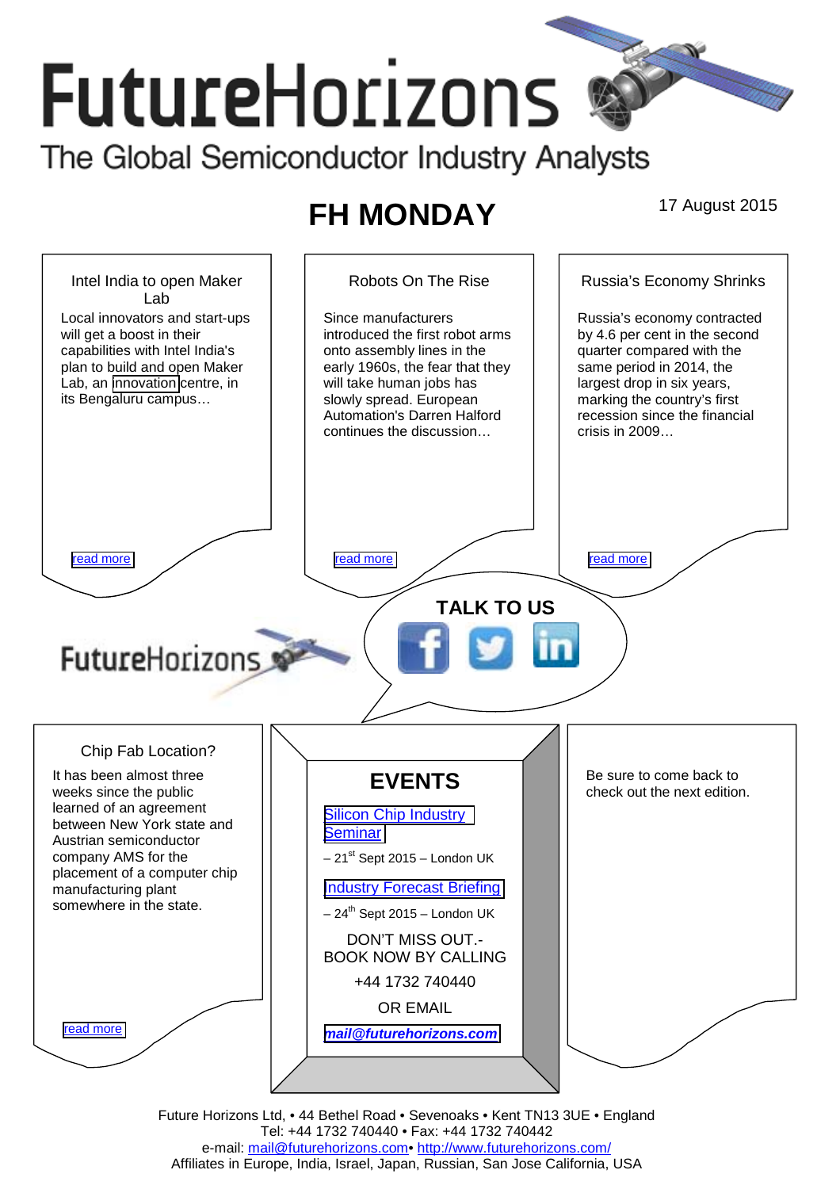# FutureHorizons

The Global Semiconductor Industry Analysts

## FH MONDAY

17 August 2015

### Intel India to open Maker Lab

Local innovators and start-ups will get a boost in their capabilities with Intel India's plan to build and open Maker Lab, an innovation centre, in its Bengaluru campus…

read more

### Robots On The Rise

Since manufacturers introduced the first robot arms onto assembly lines in the early 1960s, the fear that they will take human jobs has slowly spread. European Automation's Darren Halford continues the discussion…

read more

### Russia's Economy Shrinks

Russia's economy contracted by 4.6 per cent in the second quarter compared with the same period in 2014, the largest drop in six years, marking the country's first recession since the financial crisis in 2009…

read more

**TALK TO US**

FutureHorizons

### Chip Fab Location?

It has been almost three weeks since the public learned of an agreement between New York state and Austrian semiconductor company AMS for the placement of a computer chip manufacturing plant somewhere in the state.

read more

### EVENTS

Silicon Chip Industry Seminar – 21st Sept 2015 – London UK

Industry Forecast Briefing – 24th Sept 2015 – London UK

DON'T MISS OUT.- BOOK NOW BY CALLING

+44 1732 740440

OR EMAIL

***mail@futurehorizons.com***

Be sure to come back to check out the next edition.

Future Horizons Ltd, • 44 Bethel Road • Sevenoaks • Kent TN13 3UE • England
Tel: +44 1732 740440 • Fax: +44 1732 740442
e-mail: mail@futurehorizons.com• http://www.futurehorizons.com/
Affiliates in Europe, India, Israel, Japan, Russian, San Jose California, USA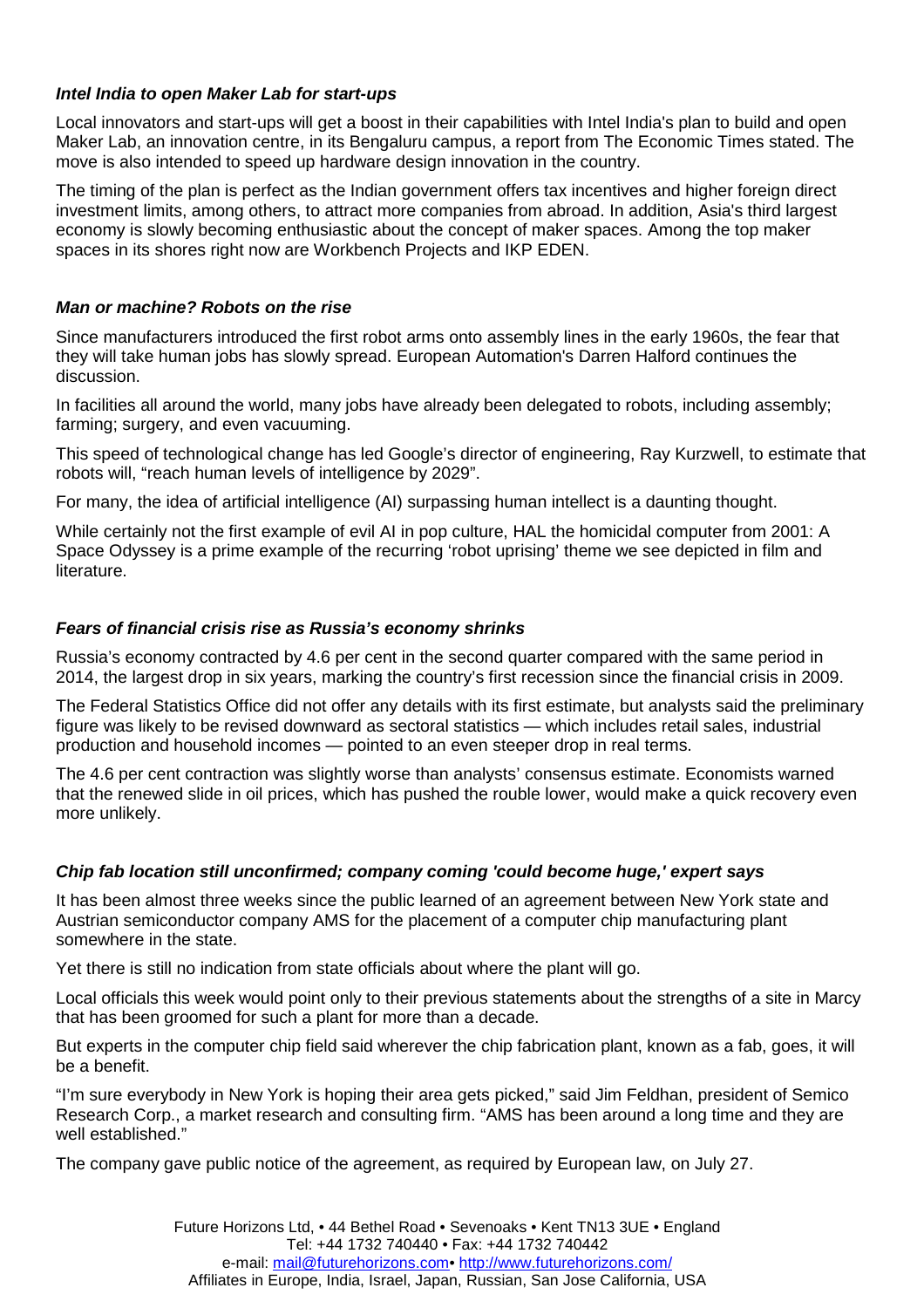### *Intel India to open Maker Lab for start-ups*

Local innovators and start-ups will get a boost in their capabilities with Intel India's plan to build and open Maker Lab, an innovation centre, in its Bengaluru campus, a report from The Economic Times stated. The move is also intended to speed up hardware design innovation in the country.

The timing of the plan is perfect as the Indian government offers tax incentives and higher foreign direct investment limits, among others, to attract more companies from abroad. In addition, Asia's third largest economy is slowly becoming enthusiastic about the concept of maker spaces. Among the top maker spaces in its shores right now are Workbench Projects and IKP EDEN.

### *Man or machine? Robots on the rise*

Since manufacturers introduced the first robot arms onto assembly lines in the early 1960s, the fear that they will take human jobs has slowly spread. European Automation's Darren Halford continues the discussion.

In facilities all around the world, many jobs have already been delegated to robots, including assembly; farming; surgery, and even vacuuming.

This speed of technological change has led Google's director of engineering, Ray Kurzwell, to estimate that robots will, "reach human levels of intelligence by 2029".

For many, the idea of artificial intelligence (AI) surpassing human intellect is a daunting thought.

While certainly not the first example of evil AI in pop culture, HAL the homicidal computer from 2001: A Space Odyssey is a prime example of the recurring 'robot uprising' theme we see depicted in film and literature.

### *Fears of financial crisis rise as Russia's economy shrinks*

Russia's economy contracted by 4.6 per cent in the second quarter compared with the same period in 2014, the largest drop in six years, marking the country's first recession since the financial crisis in 2009.

The Federal Statistics Office did not offer any details with its first estimate, but analysts said the preliminary figure was likely to be revised downward as sectoral statistics — which includes retail sales, industrial production and household incomes — pointed to an even steeper drop in real terms.

The 4.6 per cent contraction was slightly worse than analysts' consensus estimate. Economists warned that the renewed slide in oil prices, which has pushed the rouble lower, would make a quick recovery even more unlikely.

### *Chip fab location still unconfirmed; company coming 'could become huge,' expert says*

It has been almost three weeks since the public learned of an agreement between New York state and Austrian semiconductor company AMS for the placement of a computer chip manufacturing plant somewhere in the state.

Yet there is still no indication from state officials about where the plant will go.

Local officials this week would point only to their previous statements about the strengths of a site in Marcy that has been groomed for such a plant for more than a decade.

But experts in the computer chip field said wherever the chip fabrication plant, known as a fab, goes, it will be a benefit.

"I'm sure everybody in New York is hoping their area gets picked," said Jim Feldhan, president of Semico Research Corp., a market research and consulting firm. "AMS has been around a long time and they are well established."

The company gave public notice of the agreement, as required by European law, on July 27.

Future Horizons Ltd, • 44 Bethel Road • Sevenoaks • Kent TN13 3UE • England
Tel: +44 1732 740440 • Fax: +44 1732 740442
e-mail: mail@futurehorizons.com• http://www.futurehorizons.com/
Affiliates in Europe, India, Israel, Japan, Russian, San Jose California, USA